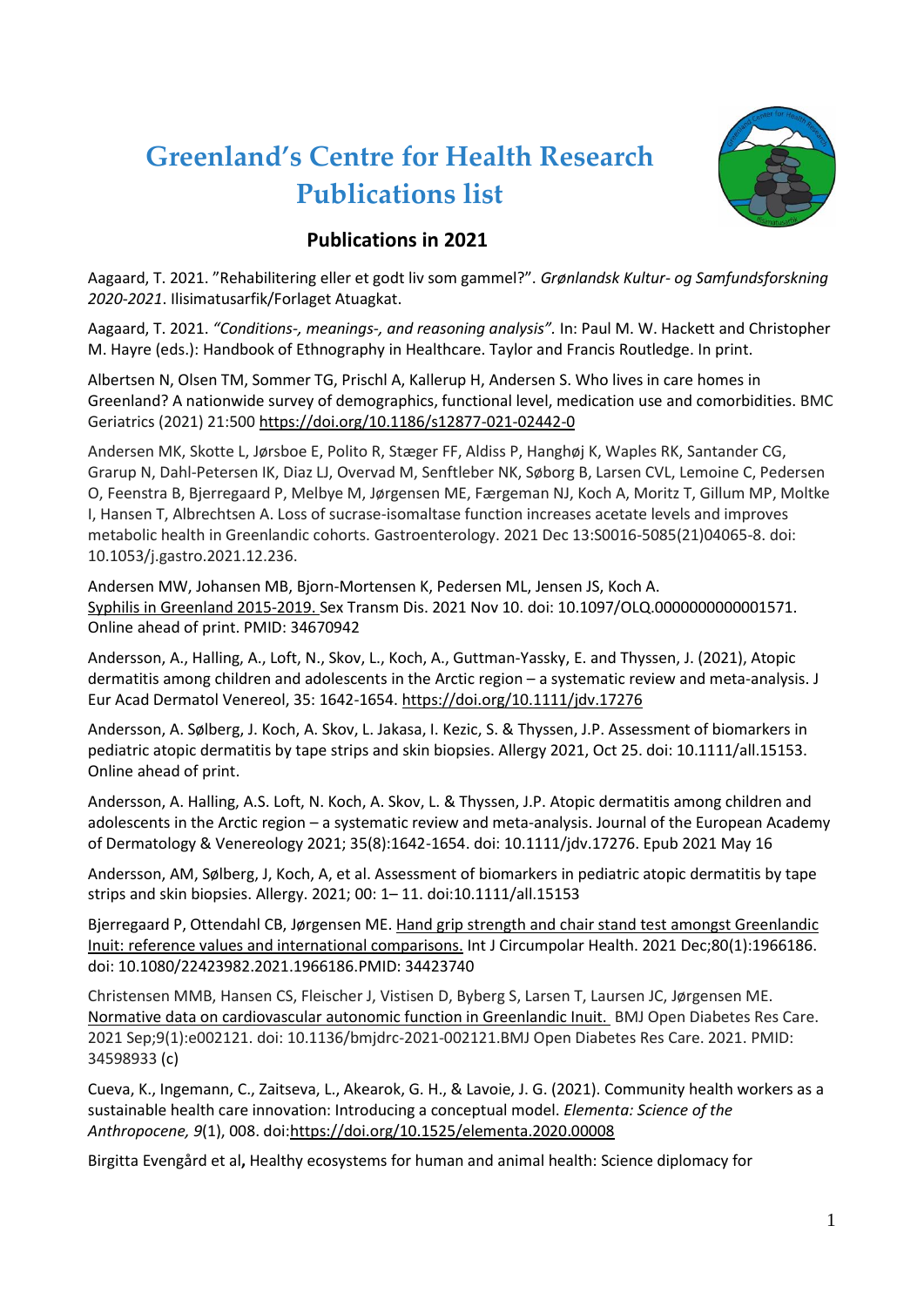# Greenland's Centre for Health Research Publications list

## Publications in 2021

Aagaard, T. 2021. "Rehabilitering eller et godt liv som gammel?". *Grønlandsk Kultur- og Samfundsforskning 2020-2021*. Ilisimatusarfik/Forlaget Atuagkat.

Aagaard, T. 2021. *"Conditions-, meanings-, and reasoning analysis"*. In: Paul M. W. Hackett and Christopher M. Hayre (eds.): Handbook of Ethnography in Healthcare. Taylor and Francis Routledge. In print.

Albertsen N, Olsen TM, Sommer TG, Prischl A, Kallerup H, Andersen S. Who lives in care homes in Greenland? A nationwide survey of demographics, functional level, medication use and comorbidities. BMC Geriatrics (2021) 21:500 https://doi.org/10.1186/s12877-021-02442-0

Andersen MK, Skotte L, Jørsboe E, Polito R, Stæger FF, Aldiss P, Hanghøj K, Waples RK, Santander CG, Grarup N, Dahl-Petersen IK, Diaz LJ, Overvad M, Senftleber NK, Søborg B, Larsen CVL, Lemoine C, Pedersen O, Feenstra B, Bjerregaard P, Melbye M, Jørgensen ME, Færgeman NJ, Koch A, Moritz T, Gillum MP, Moltke I, Hansen T, Albrechtsen A. Loss of sucrase-isomaltase function increases acetate levels and improves metabolic health in Greenlandic cohorts. Gastroenterology. 2021 Dec 13:S0016-5085(21)04065-8. doi: 10.1053/j.gastro.2021.12.236.

Andersen MW, Johansen MB, Bjorn-Mortensen K, Pedersen ML, Jensen JS, Koch A. Syphilis in Greenland 2015-2019. Sex Transm Dis. 2021 Nov 10. doi: 10.1097/OLQ.0000000000001571. Online ahead of print. PMID: 34670942

Andersson, A., Halling, A., Loft, N., Skov, L., Koch, A., Guttman-Yassky, E. and Thyssen, J. (2021), Atopic dermatitis among children and adolescents in the Arctic region – a systematic review and meta-analysis. J Eur Acad Dermatol Venereol, 35: 1642-1654. https://doi.org/10.1111/jdv.17276

Andersson, A. Sølberg, J. Koch, A. Skov, L. Jakasa, I. Kezic, S. & Thyssen, J.P. Assessment of biomarkers in pediatric atopic dermatitis by tape strips and skin biopsies. Allergy 2021, Oct 25. doi: 10.1111/all.15153. Online ahead of print.

Andersson, A. Halling, A.S. Loft, N. Koch, A. Skov, L. & Thyssen, J.P. Atopic dermatitis among children and adolescents in the Arctic region – a systematic review and meta-analysis. Journal of the European Academy of Dermatology & Venereology 2021; 35(8):1642-1654. doi: 10.1111/jdv.17276. Epub 2021 May 16

Andersson, AM, Sølberg, J, Koch, A, et al. Assessment of biomarkers in pediatric atopic dermatitis by tape strips and skin biopsies. Allergy. 2021; 00: 1– 11. doi:10.1111/all.15153

Bjerregaard P, Ottendahl CB, Jørgensen ME. Hand grip strength and chair stand test amongst Greenlandic Inuit: reference values and international comparisons. Int J Circumpolar Health. 2021 Dec;80(1):1966186. doi: 10.1080/22423982.2021.1966186.PMID: 34423740

Christensen MMB, Hansen CS, Fleischer J, Vistisen D, Byberg S, Larsen T, Laursen JC, Jørgensen ME. Normative data on cardiovascular autonomic function in Greenlandic Inuit. BMJ Open Diabetes Res Care. 2021 Sep;9(1):e002121. doi: 10.1136/bmjdrc-2021-002121.BMJ Open Diabetes Res Care. 2021. PMID: 34598933 (c)

Cueva, K., Ingemann, C., Zaitseva, L., Akearok, G. H., & Lavoie, J. G. (2021). Community health workers as a sustainable health care innovation: Introducing a conceptual model. *Elementa: Science of the Anthropocene, 9*(1), 008. doi:https://doi.org/10.1525/elementa.2020.00008

Birgitta Evengård et al**,** Healthy ecosystems for human and animal health: Science diplomacy for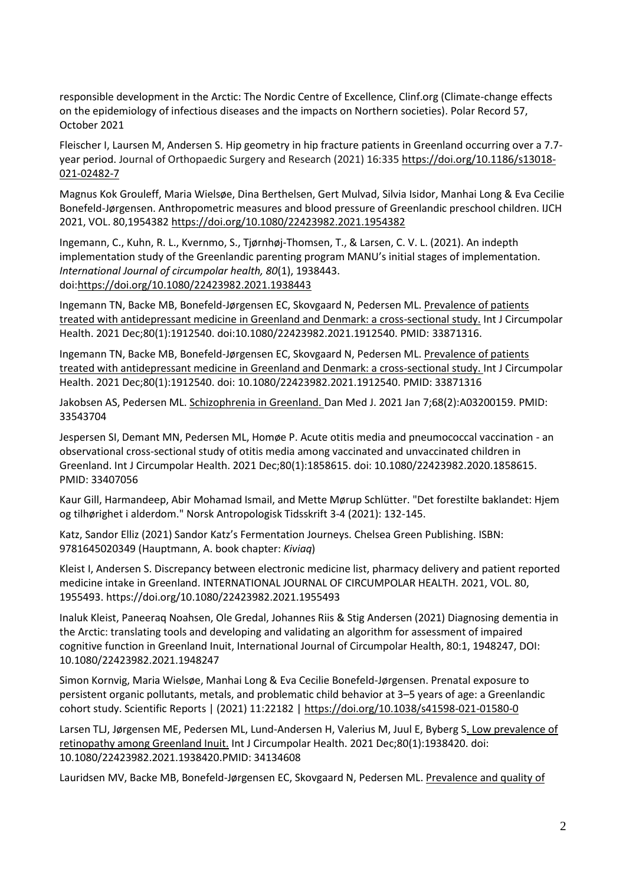responsible development in the Arctic: The Nordic Centre of Excellence, Clinf.org (Climate-change effects on the epidemiology of infectious diseases and the impacts on Northern societies). Polar Record 57, October 2021

Fleischer I, Laursen M, Andersen S. Hip geometry in hip fracture patients in Greenland occurring over a 7.7-year period. Journal of Orthopaedic Surgery and Research (2021) 16:335 https://doi.org/10.1186/s13018-021-02482-7

Magnus Kok Grouleff, Maria Wielsøe, Dina Berthelsen, Gert Mulvad, Silvia Isidor, Manhai Long & Eva Cecilie Bonefeld-Jørgensen. Anthropometric measures and blood pressure of Greenlandic preschool children. IJCH 2021, VOL. 80,1954382 https://doi.org/10.1080/22423982.2021.1954382

Ingemann, C., Kuhn, R. L., Kvernmo, S., Tjørnhøj-Thomsen, T., & Larsen, C. V. L. (2021). An indepth implementation study of the Greenlandic parenting program MANU's initial stages of implementation. *International Journal of circumpolar health, 80*(1), 1938443. doi:https://doi.org/10.1080/22423982.2021.1938443

Ingemann TN, Backe MB, Bonefeld-Jørgensen EC, Skovgaard N, Pedersen ML. Prevalence of patients treated with antidepressant medicine in Greenland and Denmark: a cross-sectional study. Int J Circumpolar Health. 2021 Dec;80(1):1912540. doi:10.1080/22423982.2021.1912540. PMID: 33871316.

Ingemann TN, Backe MB, Bonefeld-Jørgensen EC, Skovgaard N, Pedersen ML. Prevalence of patients treated with antidepressant medicine in Greenland and Denmark: a cross-sectional study. Int J Circumpolar Health. 2021 Dec;80(1):1912540. doi: 10.1080/22423982.2021.1912540. PMID: 33871316

Jakobsen AS, Pedersen ML. Schizophrenia in Greenland. Dan Med J. 2021 Jan 7;68(2):A03200159. PMID: 33543704

Jespersen SI, Demant MN, Pedersen ML, Homøe P. Acute otitis media and pneumococcal vaccination - an observational cross-sectional study of otitis media among vaccinated and unvaccinated children in Greenland. Int J Circumpolar Health. 2021 Dec;80(1):1858615. doi: 10.1080/22423982.2020.1858615. PMID: 33407056

Kaur Gill, Harmandeep, Abir Mohamad Ismail, and Mette Mørup Schlütter. "Det forestilte baklandet: Hjem og tilhørighet i alderdom." Norsk Antropologisk Tidsskrift 3-4 (2021): 132-145.

Katz, Sandor Elliz (2021) Sandor Katz's Fermentation Journeys. Chelsea Green Publishing. ISBN: 9781645020349 (Hauptmann, A. book chapter: *Kiviaq*)

Kleist I, Andersen S. Discrepancy between electronic medicine list, pharmacy delivery and patient reported medicine intake in Greenland. INTERNATIONAL JOURNAL OF CIRCUMPOLAR HEALTH. 2021, VOL. 80, 1955493. https://doi.org/10.1080/22423982.2021.1955493

Inaluk Kleist, Paneeraq Noahsen, Ole Gredal, Johannes Riis & Stig Andersen (2021) Diagnosing dementia in the Arctic: translating tools and developing and validating an algorithm for assessment of impaired cognitive function in Greenland Inuit, International Journal of Circumpolar Health, 80:1, 1948247, DOI: 10.1080/22423982.2021.1948247

Simon Kornvig, Maria Wielsøe, Manhai Long & Eva Cecilie Bonefeld-Jørgensen. Prenatal exposure to persistent organic pollutants, metals, and problematic child behavior at 3–5 years of age: a Greenlandic cohort study. Scientific Reports | (2021) 11:22182 | https://doi.org/10.1038/s41598-021-01580-0

Larsen TLJ, Jørgensen ME, Pedersen ML, Lund-Andersen H, Valerius M, Juul E, Byberg S. Low prevalence of retinopathy among Greenland Inuit. Int J Circumpolar Health. 2021 Dec;80(1):1938420. doi: 10.1080/22423982.2021.1938420.PMID: 34134608

Lauridsen MV, Backe MB, Bonefeld-Jørgensen EC, Skovgaard N, Pedersen ML. Prevalence and quality of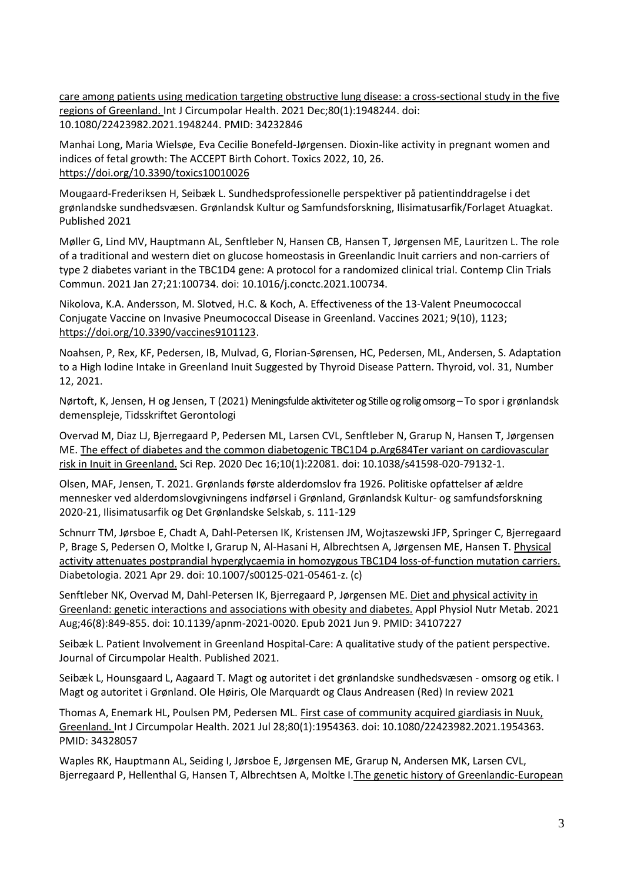care among patients using medication targeting obstructive lung disease: a cross-sectional study in the five regions of Greenland. Int J Circumpolar Health. 2021 Dec;80(1):1948244. doi: 10.1080/22423982.2021.1948244. PMID: 34232846

Manhai Long, Maria Wielsøe, Eva Cecilie Bonefeld-Jørgensen. Dioxin-like activity in pregnant women and indices of fetal growth: The ACCEPT Birth Cohort. Toxics 2022, 10, 26. https://doi.org/10.3390/toxics10010026

Mougaard-Frederiksen H, Seibæk L. Sundhedsprofessionelle perspektiver på patientinddragelse i det grønlandske sundhedsvæsen. Grønlandsk Kultur og Samfundsforskning, Ilisimatusarfik/Forlaget Atuagkat. Published 2021

Møller G, Lind MV, Hauptmann AL, Senftleber N, Hansen CB, Hansen T, Jørgensen ME, Lauritzen L. The role of a traditional and western diet on glucose homeostasis in Greenlandic Inuit carriers and non-carriers of type 2 diabetes variant in the TBC1D4 gene: A protocol for a randomized clinical trial. Contemp Clin Trials Commun. 2021 Jan 27;21:100734. doi: 10.1016/j.conctc.2021.100734.

Nikolova, K.A. Andersson, M. Slotved, H.C. & Koch, A. Effectiveness of the 13-Valent Pneumococcal Conjugate Vaccine on Invasive Pneumococcal Disease in Greenland. Vaccines 2021; 9(10), 1123; https://doi.org/10.3390/vaccines9101123.

Noahsen, P, Rex, KF, Pedersen, IB, Mulvad, G, Florian-Sørensen, HC, Pedersen, ML, Andersen, S. Adaptation to a High Iodine Intake in Greenland Inuit Suggested by Thyroid Disease Pattern. Thyroid, vol. 31, Number 12, 2021.

Nørtoft, K, Jensen, H og Jensen, T (2021) Meningsfulde aktiviteter og Stille og rolig omsorg – To spor i grønlandsk demenspleje, Tidsskriftet Gerontologi

Overvad M, Diaz LJ, Bjerregaard P, Pedersen ML, Larsen CVL, Senftleber N, Grarup N, Hansen T, Jørgensen ME. The effect of diabetes and the common diabetogenic TBC1D4 p.Arg684Ter variant on cardiovascular risk in Inuit in Greenland. Sci Rep. 2020 Dec 16;10(1):22081. doi: 10.1038/s41598-020-79132-1.

Olsen, MAF, Jensen, T. 2021. Grønlands første alderdomslov fra 1926. Politiske opfattelser af ældre mennesker ved alderdomslovgivningens indførsel i Grønland, Grønlandsk Kultur- og samfundsforskning 2020-21, Ilisimatusarfik og Det Grønlandske Selskab, s. 111-129

Schnurr TM, Jørsboe E, Chadt A, Dahl-Petersen IK, Kristensen JM, Wojtaszewski JFP, Springer C, Bjerregaard P, Brage S, Pedersen O, Moltke I, Grarup N, Al-Hasani H, Albrechtsen A, Jørgensen ME, Hansen T. Physical activity attenuates postprandial hyperglycaemia in homozygous TBC1D4 loss-of-function mutation carriers. Diabetologia. 2021 Apr 29. doi: 10.1007/s00125-021-05461-z. (c)

Senftleber NK, Overvad M, Dahl-Petersen IK, Bjerregaard P, Jørgensen ME. Diet and physical activity in Greenland: genetic interactions and associations with obesity and diabetes. Appl Physiol Nutr Metab. 2021 Aug;46(8):849-855. doi: 10.1139/apnm-2021-0020. Epub 2021 Jun 9. PMID: 34107227

Seibæk L. Patient Involvement in Greenland Hospital-Care: A qualitative study of the patient perspective. Journal of Circumpolar Health. Published 2021.

Seibæk L, Hounsgaard L, Aagaard T. Magt og autoritet i det grønlandske sundhedsvæsen - omsorg og etik. I Magt og autoritet i Grønland. Ole Høiris, Ole Marquardt og Claus Andreasen (Red) In review 2021

Thomas A, Enemark HL, Poulsen PM, Pedersen ML. First case of community acquired giardiasis in Nuuk, Greenland. Int J Circumpolar Health. 2021 Jul 28;80(1):1954363. doi: 10.1080/22423982.2021.1954363. PMID: 34328057

Waples RK, Hauptmann AL, Seiding I, Jørsboe E, Jørgensen ME, Grarup N, Andersen MK, Larsen CVL, Bjerregaard P, Hellenthal G, Hansen T, Albrechtsen A, Moltke I.The genetic history of Greenlandic-European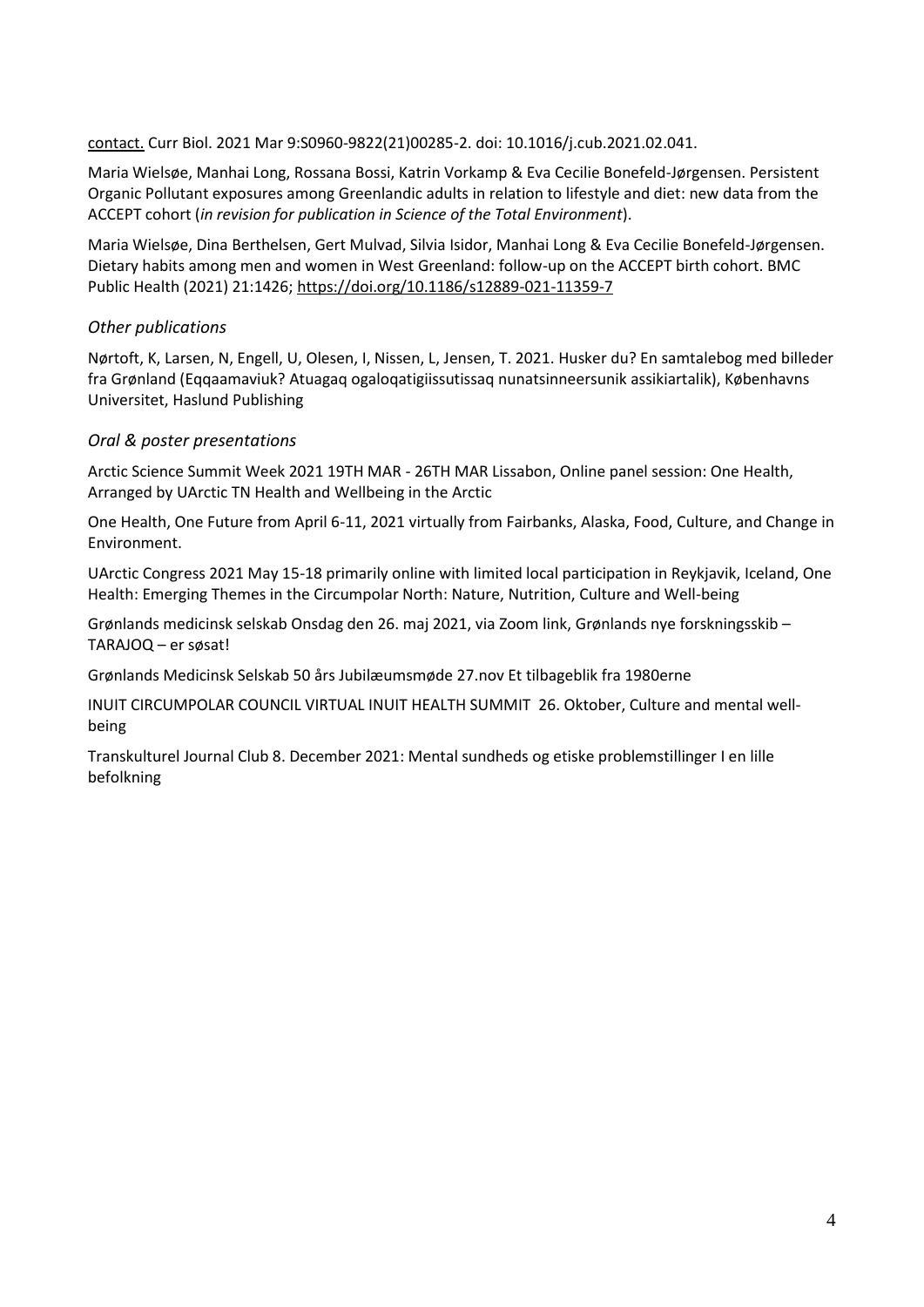contact. Curr Biol. 2021 Mar 9:S0960-9822(21)00285-2. doi: 10.1016/j.cub.2021.02.041.

Maria Wielsøe, Manhai Long, Rossana Bossi, Katrin Vorkamp & Eva Cecilie Bonefeld-Jørgensen. Persistent Organic Pollutant exposures among Greenlandic adults in relation to lifestyle and diet: new data from the ACCEPT cohort (*in revision for publication in Science of the Total Environment*).

Maria Wielsøe, Dina Berthelsen, Gert Mulvad, Silvia Isidor, Manhai Long & Eva Cecilie Bonefeld-Jørgensen. Dietary habits among men and women in West Greenland: follow-up on the ACCEPT birth cohort. BMC Public Health (2021) 21:1426; https://doi.org/10.1186/s12889-021-11359-7

### *Other publications*

Nørtoft, K, Larsen, N, Engell, U, Olesen, I, Nissen, L, Jensen, T. 2021. Husker du? En samtalebog med billeder fra Grønland (Eqqaamaviuk? Atuagaq ogaloqatigiissutissaq nunatsinneersunik assikiartalik), Københavns Universitet, Haslund Publishing

### *Oral & poster presentations*

Arctic Science Summit Week 2021 19TH MAR - 26TH MAR Lissabon, Online panel session: One Health, Arranged by UArctic TN Health and Wellbeing in the Arctic

One Health, One Future from April 6-11, 2021 virtually from Fairbanks, Alaska, Food, Culture, and Change in Environment.

UArctic Congress 2021 May 15-18 primarily online with limited local participation in Reykjavik, Iceland, One Health: Emerging Themes in the Circumpolar North: Nature, Nutrition, Culture and Well-being

Grønlands medicinsk selskab Onsdag den 26. maj 2021, via Zoom link, Grønlands nye forskningsskib – TARAJOQ – er søsat!

Grønlands Medicinsk Selskab 50 års Jubilæumsmøde 27.nov Et tilbageblik fra 1980erne

INUIT CIRCUMPOLAR COUNCIL VIRTUAL INUIT HEALTH SUMMIT 26. Oktober, Culture and mental well-being

Transkulturel Journal Club 8. December 2021: Mental sundheds og etiske problemstillinger I en lille befolkning